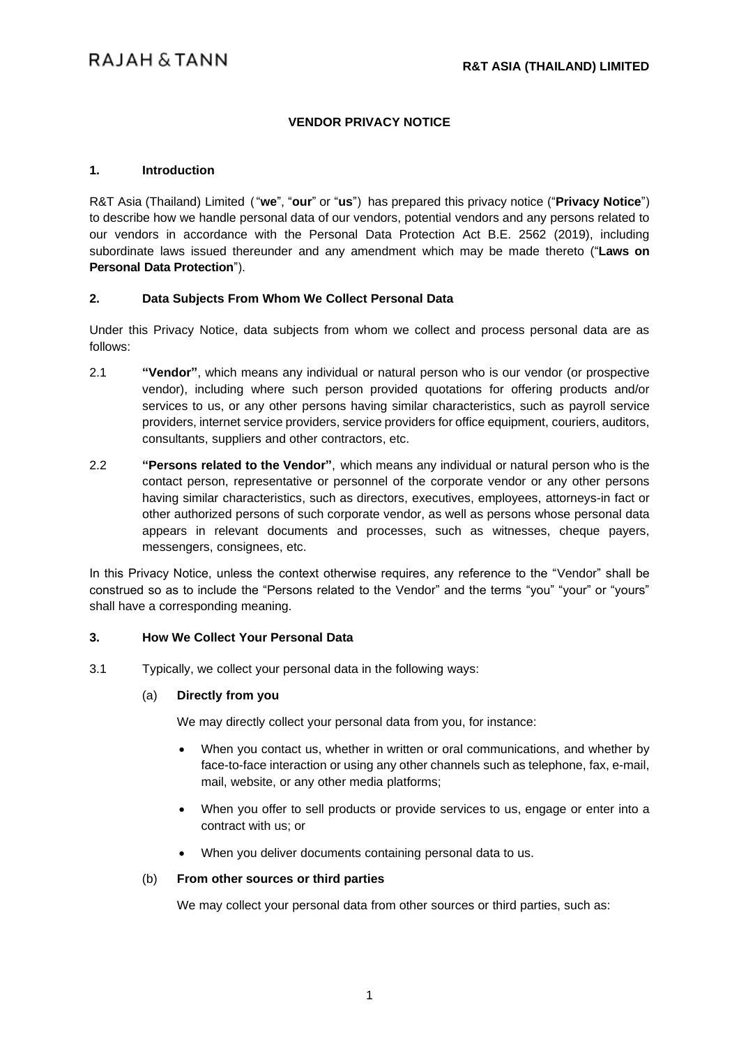RAJAH & TANN

**R&T ASIA (THAILAND) LIMITED**

# VENDOR PRIVACY NOTICE

## 1. Introduction

R&T Asia (Thailand) Limited ("**we**", "**our**" or "**us**") has prepared this privacy notice ("**Privacy Notice**") to describe how we handle personal data of our vendors, potential vendors and any persons related to our vendors in accordance with the Personal Data Protection Act B.E. 2562 (2019), including subordinate laws issued thereunder and any amendment which may be made thereto ("**Laws on Personal Data Protection**").

## 2. Data Subjects From Whom We Collect Personal Data

Under this Privacy Notice, data subjects from whom we collect and process personal data are as follows:

2.1 **"Vendor"**, which means any individual or natural person who is our vendor (or prospective vendor), including where such person provided quotations for offering products and/or services to us, or any other persons having similar characteristics, such as payroll service providers, internet service providers, service providers for office equipment, couriers, auditors, consultants, suppliers and other contractors, etc.

2.2 **"Persons related to the Vendor"**, which means any individual or natural person who is the contact person, representative or personnel of the corporate vendor or any other persons having similar characteristics, such as directors, executives, employees, attorneys-in fact or other authorized persons of such corporate vendor, as well as persons whose personal data appears in relevant documents and processes, such as witnesses, cheque payers, messengers, consignees, etc.

In this Privacy Notice, unless the context otherwise requires, any reference to the "Vendor" shall be construed so as to include the "Persons related to the Vendor" and the terms "you" "your" or "yours" shall have a corresponding meaning.

## 3. How We Collect Your Personal Data

3.1 Typically, we collect your personal data in the following ways:

(a) **Directly from you**

We may directly collect your personal data from you, for instance:

- When you contact us, whether in written or oral communications, and whether by face-to-face interaction or using any other channels such as telephone, fax, e-mail, mail, website, or any other media platforms;
- When you offer to sell products or provide services to us, engage or enter into a contract with us; or
- When you deliver documents containing personal data to us.

(b) **From other sources or third parties**

We may collect your personal data from other sources or third parties, such as: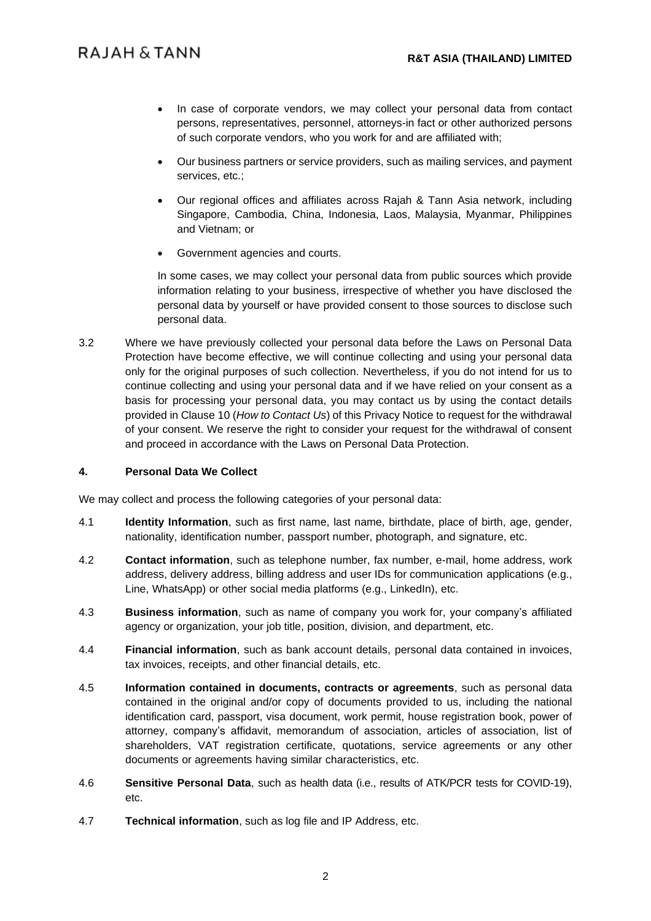- In case of corporate vendors, we may collect your personal data from contact persons, representatives, personnel, attorneys-in fact or other authorized persons of such corporate vendors, who you work for and are affiliated with;
- Our business partners or service providers, such as mailing services, and payment services, etc.;
- Our regional offices and affiliates across Rajah & Tann Asia network, including Singapore, Cambodia, China, Indonesia, Laos, Malaysia, Myanmar, Philippines and Vietnam; or
- Government agencies and courts.

In some cases, we may collect your personal data from public sources which provide information relating to your business, irrespective of whether you have disclosed the personal data by yourself or have provided consent to those sources to disclose such personal data.

3.2 Where we have previously collected your personal data before the Laws on Personal Data Protection have become effective, we will continue collecting and using your personal data only for the original purposes of such collection. Nevertheless, if you do not intend for us to continue collecting and using your personal data and if we have relied on your consent as a basis for processing your personal data, you may contact us by using the contact details provided in Clause 10 (*How to Contact Us*) of this Privacy Notice to request for the withdrawal of your consent. We reserve the right to consider your request for the withdrawal of consent and proceed in accordance with the Laws on Personal Data Protection.

## 4. Personal Data We Collect

We may collect and process the following categories of your personal data:

4.1 **Identity Information**, such as first name, last name, birthdate, place of birth, age, gender, nationality, identification number, passport number, photograph, and signature, etc.

4.2 **Contact information**, such as telephone number, fax number, e-mail, home address, work address, delivery address, billing address and user IDs for communication applications (e.g., Line, WhatsApp) or other social media platforms (e.g., LinkedIn), etc.

4.3 **Business information**, such as name of company you work for, your company's affiliated agency or organization, your job title, position, division, and department, etc.

4.4 **Financial information**, such as bank account details, personal data contained in invoices, tax invoices, receipts, and other financial details, etc.

4.5 **Information contained in documents, contracts or agreements**, such as personal data contained in the original and/or copy of documents provided to us, including the national identification card, passport, visa document, work permit, house registration book, power of attorney, company's affidavit, memorandum of association, articles of association, list of shareholders, VAT registration certificate, quotations, service agreements or any other documents or agreements having similar characteristics, etc.

4.6 **Sensitive Personal Data**, such as health data (i.e., results of ATK/PCR tests for COVID-19), etc.

4.7 **Technical information**, such as log file and IP Address, etc.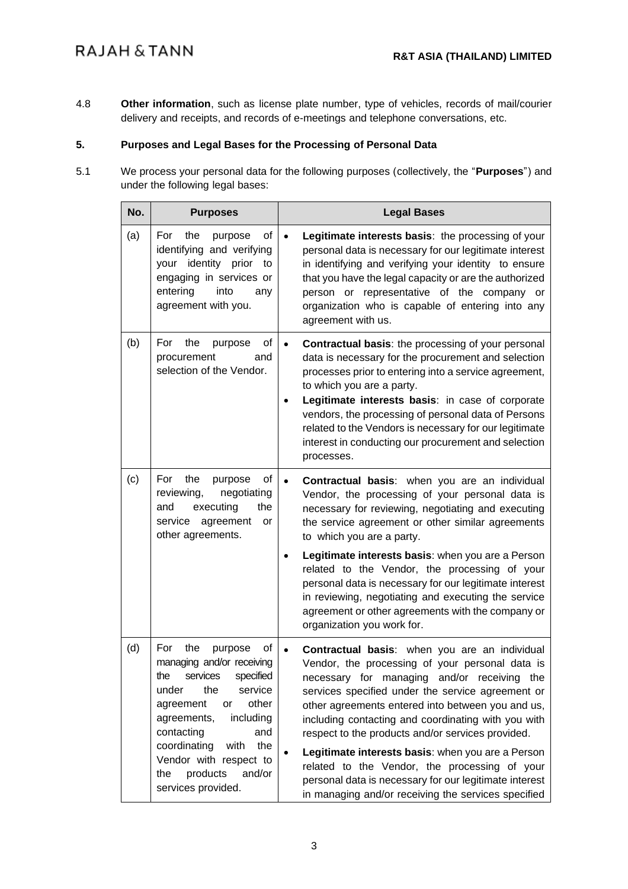4.8 **Other information**, such as license plate number, type of vehicles, records of mail/courier delivery and receipts, and records of e-meetings and telephone conversations, etc.

## 5. Purposes and Legal Bases for the Processing of Personal Data

5.1 We process your personal data for the following purposes (collectively, the "**Purposes**") and under the following legal bases:

| No. | Purposes | Legal Bases |
|---|---|---|
| (a) | For the purpose of identifying and verifying your identity prior to engaging in services or entering into any agreement with you. | • **Legitimate interests basis**: the processing of your personal data is necessary for our legitimate interest in identifying and verifying your identity to ensure that you have the legal capacity or are the authorized person or representative of the company or organization who is capable of entering into any agreement with us. |
| (b) | For the purpose of procurement and selection of the Vendor. | • **Contractual basis**: the processing of your personal data is necessary for the procurement and selection processes prior to entering into a service agreement, to which you are a party.<br>• **Legitimate interests basis**: in case of corporate vendors, the processing of personal data of Persons related to the Vendors is necessary for our legitimate interest in conducting our procurement and selection processes. |
| (c) | For the purpose of reviewing, negotiating and executing the service agreement or other agreements. | • **Contractual basis**: when you are an individual Vendor, the processing of your personal data is necessary for reviewing, negotiating and executing the service agreement or other similar agreements to which you are a party.<br>• **Legitimate interests basis**: when you are a Person related to the Vendor, the processing of your personal data is necessary for our legitimate interest in reviewing, negotiating and executing the service agreement or other agreements with the company or organization you work for. |
| (d) | For the purpose of managing and/or receiving the services specified under the service agreement or other agreements, including contacting and coordinating with the Vendor with respect to the products and/or services provided. | • **Contractual basis**: when you are an individual Vendor, the processing of your personal data is necessary for managing and/or receiving the services specified under the service agreement or other agreements entered into between you and us, including contacting and coordinating with you with respect to the products and/or services provided.<br>• **Legitimate interests basis**: when you are a Person related to the Vendor, the processing of your personal data is necessary for our legitimate interest in managing and/or receiving the services specified |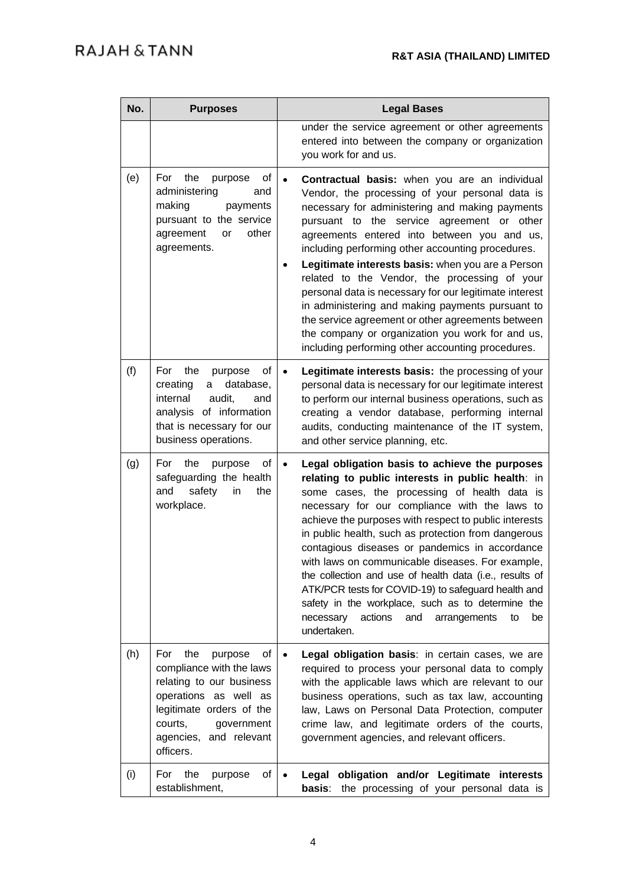| No. | Purposes | Legal Bases |
|---|---|---|
| | | under the service agreement or other agreements entered into between the company or organization you work for and us. |
| (e) | For the purpose of administering and making payments pursuant to the service agreement or other agreements. | • **Contractual basis:** when you are an individual Vendor, the processing of your personal data is necessary for administering and making payments pursuant to the service agreement or other agreements entered into between you and us, including performing other accounting procedures.<br>• **Legitimate interests basis:** when you are a Person related to the Vendor, the processing of your personal data is necessary for our legitimate interest in administering and making payments pursuant to the service agreement or other agreements between the company or organization you work for and us, including performing other accounting procedures. |
| (f) | For the purpose of creating a database, internal audit, and analysis of information that is necessary for our business operations. | • **Legitimate interests basis:** the processing of your personal data is necessary for our legitimate interest to perform our internal business operations, such as creating a vendor database, performing internal audits, conducting maintenance of the IT system, and other service planning, etc. |
| (g) | For the purpose of safeguarding the health and safety in the workplace. | • **Legal obligation basis to achieve the purposes relating to public interests in public health**: in some cases, the processing of health data is necessary for our compliance with the laws to achieve the purposes with respect to public interests in public health, such as protection from dangerous contagious diseases or pandemics in accordance with laws on communicable diseases. For example, the collection and use of health data (i.e., results of ATK/PCR tests for COVID-19) to safeguard health and safety in the workplace, such as to determine the necessary actions and arrangements to be undertaken. |
| (h) | For the purpose of compliance with the laws relating to our business operations as well as legitimate orders of the courts, government agencies, and relevant officers. | • **Legal obligation basis**: in certain cases, we are required to process your personal data to comply with the applicable laws which are relevant to our business operations, such as tax law, accounting law, Laws on Personal Data Protection, computer crime law, and legitimate orders of the courts, government agencies, and relevant officers. |
| (i) | For the purpose of establishment, | • **Legal obligation and/or Legitimate interests basis**: the processing of your personal data is |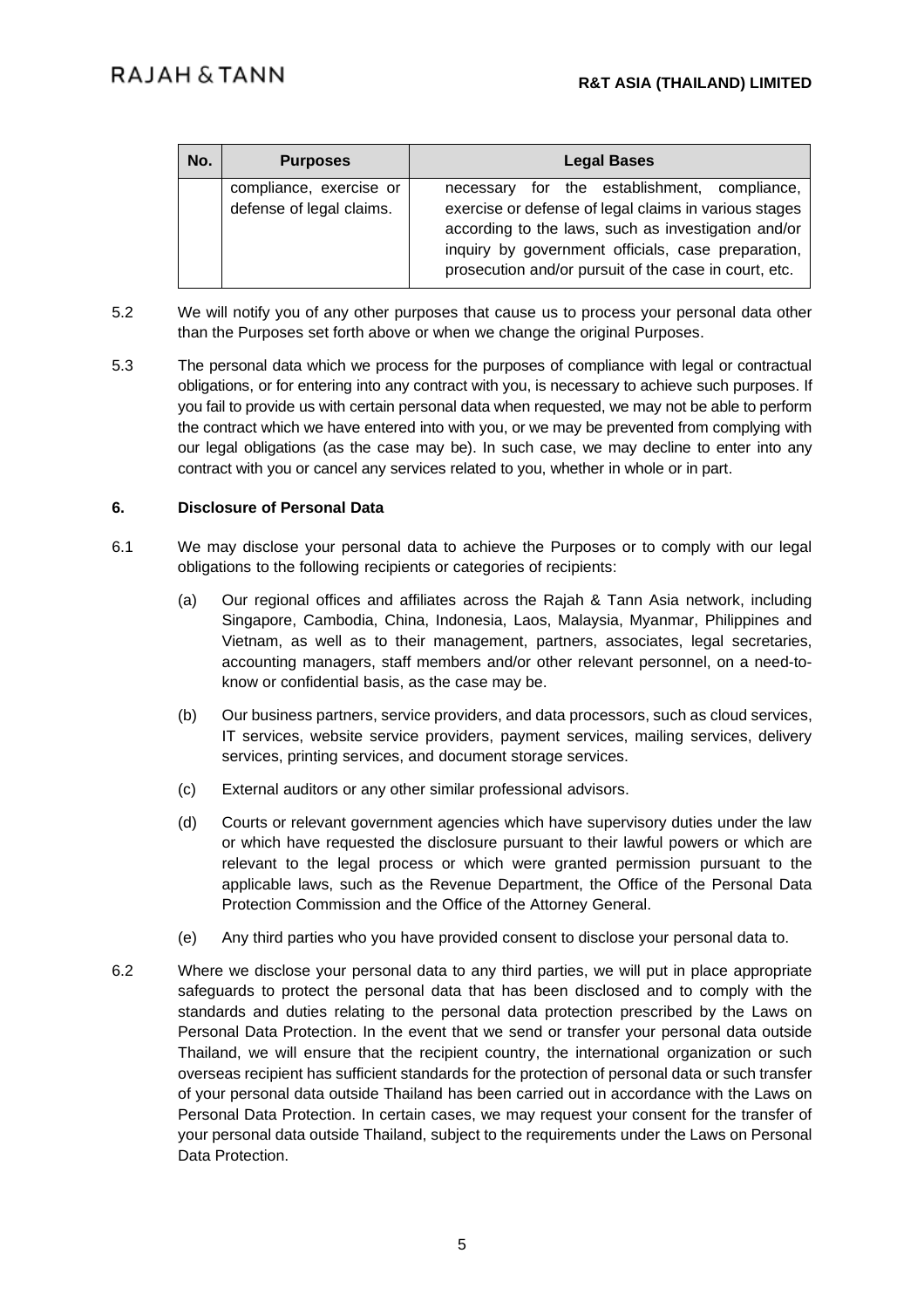| No. | Purposes | Legal Bases |
|---|---|---|
| | compliance, exercise or defense of legal claims. | necessary for the establishment, compliance, exercise or defense of legal claims in various stages according to the laws, such as investigation and/or inquiry by government officials, case preparation, prosecution and/or pursuit of the case in court, etc. |

5.2 We will notify you of any other purposes that cause us to process your personal data other than the Purposes set forth above or when we change the original Purposes.

5.3 The personal data which we process for the purposes of compliance with legal or contractual obligations, or for entering into any contract with you, is necessary to achieve such purposes. If you fail to provide us with certain personal data when requested, we may not be able to perform the contract which we have entered into with you, or we may be prevented from complying with our legal obligations (as the case may be). In such case, we may decline to enter into any contract with you or cancel any services related to you, whether in whole or in part.

## 6. Disclosure of Personal Data

6.1 We may disclose your personal data to achieve the Purposes or to comply with our legal obligations to the following recipients or categories of recipients:

(a) Our regional offices and affiliates across the Rajah & Tann Asia network, including Singapore, Cambodia, China, Indonesia, Laos, Malaysia, Myanmar, Philippines and Vietnam, as well as to their management, partners, associates, legal secretaries, accounting managers, staff members and/or other relevant personnel, on a need-to-know or confidential basis, as the case may be.

(b) Our business partners, service providers, and data processors, such as cloud services, IT services, website service providers, payment services, mailing services, delivery services, printing services, and document storage services.

(c) External auditors or any other similar professional advisors.

(d) Courts or relevant government agencies which have supervisory duties under the law or which have requested the disclosure pursuant to their lawful powers or which are relevant to the legal process or which were granted permission pursuant to the applicable laws, such as the Revenue Department, the Office of the Personal Data Protection Commission and the Office of the Attorney General.

(e) Any third parties who you have provided consent to disclose your personal data to.

6.2 Where we disclose your personal data to any third parties, we will put in place appropriate safeguards to protect the personal data that has been disclosed and to comply with the standards and duties relating to the personal data protection prescribed by the Laws on Personal Data Protection. In the event that we send or transfer your personal data outside Thailand, we will ensure that the recipient country, the international organization or such overseas recipient has sufficient standards for the protection of personal data or such transfer of your personal data outside Thailand has been carried out in accordance with the Laws on Personal Data Protection. In certain cases, we may request your consent for the transfer of your personal data outside Thailand, subject to the requirements under the Laws on Personal Data Protection.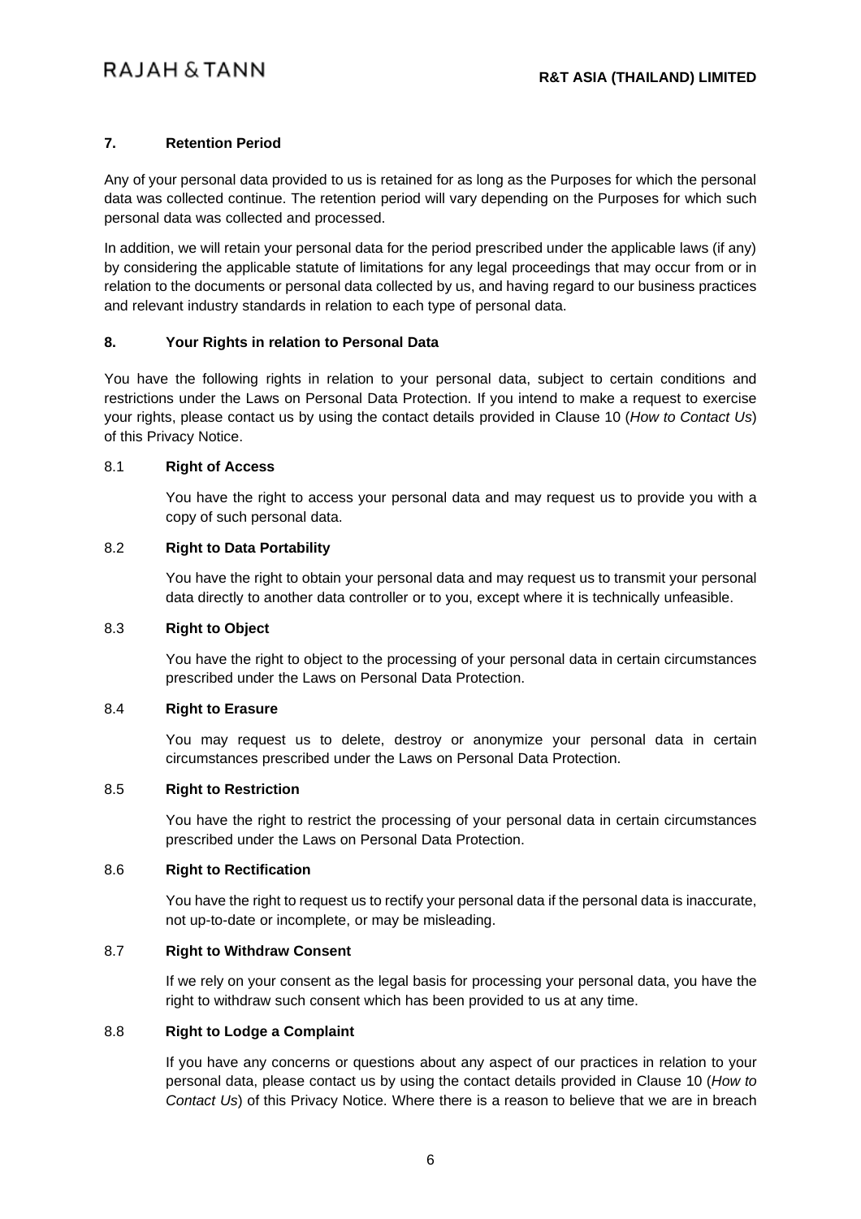## 7. Retention Period

Any of your personal data provided to us is retained for as long as the Purposes for which the personal data was collected continue. The retention period will vary depending on the Purposes for which such personal data was collected and processed.

In addition, we will retain your personal data for the period prescribed under the applicable laws (if any) by considering the applicable statute of limitations for any legal proceedings that may occur from or in relation to the documents or personal data collected by us, and having regard to our business practices and relevant industry standards in relation to each type of personal data.

## 8. Your Rights in relation to Personal Data

You have the following rights in relation to your personal data, subject to certain conditions and restrictions under the Laws on Personal Data Protection. If you intend to make a request to exercise your rights, please contact us by using the contact details provided in Clause 10 (*How to Contact Us*) of this Privacy Notice.

### 8.1 Right of Access

You have the right to access your personal data and may request us to provide you with a copy of such personal data.

### 8.2 Right to Data Portability

You have the right to obtain your personal data and may request us to transmit your personal data directly to another data controller or to you, except where it is technically unfeasible.

### 8.3 Right to Object

You have the right to object to the processing of your personal data in certain circumstances prescribed under the Laws on Personal Data Protection.

### 8.4 Right to Erasure

You may request us to delete, destroy or anonymize your personal data in certain circumstances prescribed under the Laws on Personal Data Protection.

### 8.5 Right to Restriction

You have the right to restrict the processing of your personal data in certain circumstances prescribed under the Laws on Personal Data Protection.

### 8.6 Right to Rectification

You have the right to request us to rectify your personal data if the personal data is inaccurate, not up-to-date or incomplete, or may be misleading.

### 8.7 Right to Withdraw Consent

If we rely on your consent as the legal basis for processing your personal data, you have the right to withdraw such consent which has been provided to us at any time.

### 8.8 Right to Lodge a Complaint

If you have any concerns or questions about any aspect of our practices in relation to your personal data, please contact us by using the contact details provided in Clause 10 (*How to Contact Us*) of this Privacy Notice. Where there is a reason to believe that we are in breach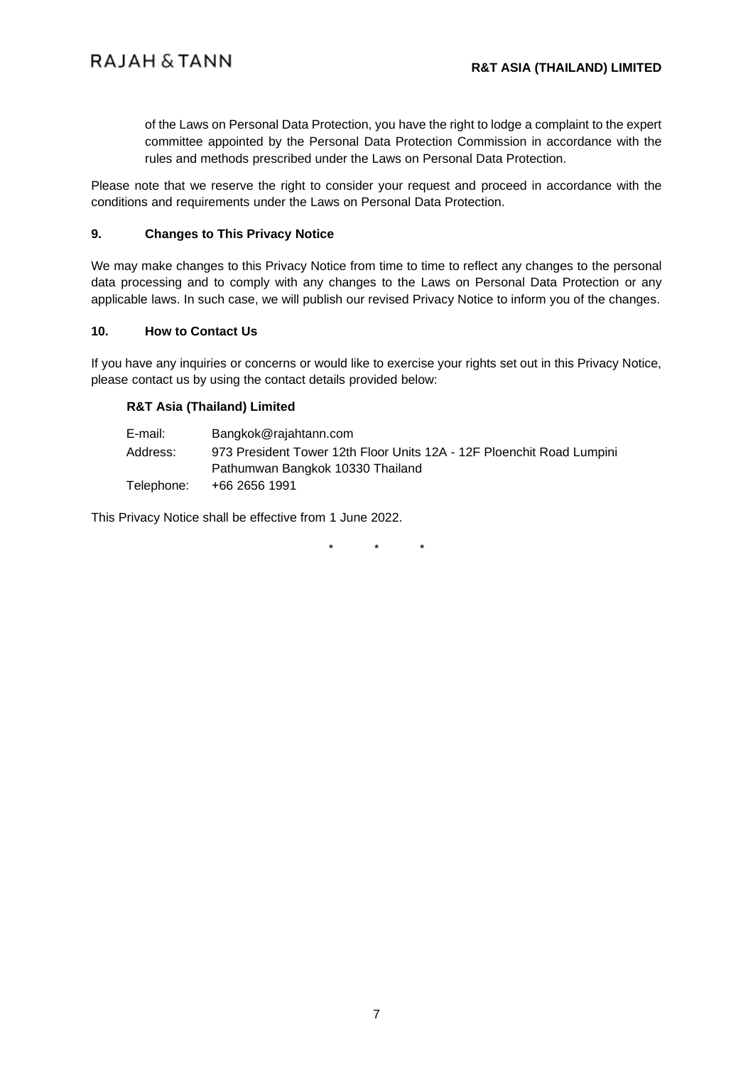of the Laws on Personal Data Protection, you have the right to lodge a complaint to the expert committee appointed by the Personal Data Protection Commission in accordance with the rules and methods prescribed under the Laws on Personal Data Protection.

Please note that we reserve the right to consider your request and proceed in accordance with the conditions and requirements under the Laws on Personal Data Protection.

## 9. Changes to This Privacy Notice

We may make changes to this Privacy Notice from time to time to reflect any changes to the personal data processing and to comply with any changes to the Laws on Personal Data Protection or any applicable laws. In such case, we will publish our revised Privacy Notice to inform you of the changes.

## 10. How to Contact Us

If you have any inquiries or concerns or would like to exercise your rights set out in this Privacy Notice, please contact us by using the contact details provided below:

**R&T Asia (Thailand) Limited**

| | |
|---|---|
| E-mail: | Bangkok@rajahtann.com |
| Address: | 973 President Tower 12th Floor Units 12A - 12F Ploenchit Road Lumpini Pathumwan Bangkok 10330 Thailand |
| Telephone: | +66 2656 1991 |

This Privacy Notice shall be effective from 1 June 2022.

\* \* \*